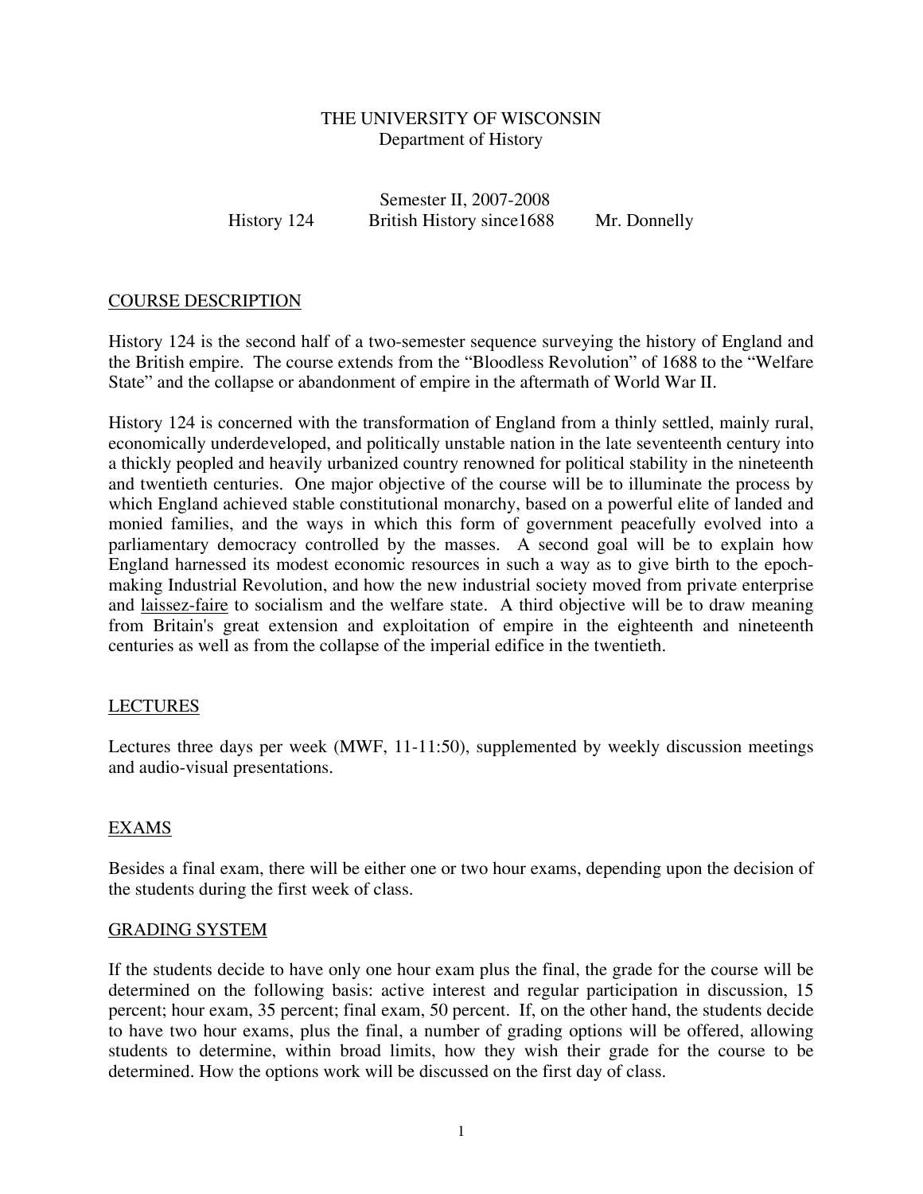THE UNIVERSITY OF WISCONSIN
Department of History

Semester II, 2007-2008

History 124 British History since1688 Mr. Donnelly

## COURSE DESCRIPTION

History 124 is the second half of a two-semester sequence surveying the history of England and the British empire. The course extends from the "Bloodless Revolution" of 1688 to the "Welfare State" and the collapse or abandonment of empire in the aftermath of World War II.

History 124 is concerned with the transformation of England from a thinly settled, mainly rural, economically underdeveloped, and politically unstable nation in the late seventeenth century into a thickly peopled and heavily urbanized country renowned for political stability in the nineteenth and twentieth centuries. One major objective of the course will be to illuminate the process by which England achieved stable constitutional monarchy, based on a powerful elite of landed and monied families, and the ways in which this form of government peacefully evolved into a parliamentary democracy controlled by the masses. A second goal will be to explain how England harnessed its modest economic resources in such a way as to give birth to the epoch-making Industrial Revolution, and how the new industrial society moved from private enterprise and laissez-faire to socialism and the welfare state. A third objective will be to draw meaning from Britain's great extension and exploitation of empire in the eighteenth and nineteenth centuries as well as from the collapse of the imperial edifice in the twentieth.

## LECTURES

Lectures three days per week (MWF, 11-11:50), supplemented by weekly discussion meetings and audio-visual presentations.

## EXAMS

Besides a final exam, there will be either one or two hour exams, depending upon the decision of the students during the first week of class.

## GRADING SYSTEM

If the students decide to have only one hour exam plus the final, the grade for the course will be determined on the following basis: active interest and regular participation in discussion, 15 percent; hour exam, 35 percent; final exam, 50 percent. If, on the other hand, the students decide to have two hour exams, plus the final, a number of grading options will be offered, allowing students to determine, within broad limits, how they wish their grade for the course to be determined. How the options work will be discussed on the first day of class.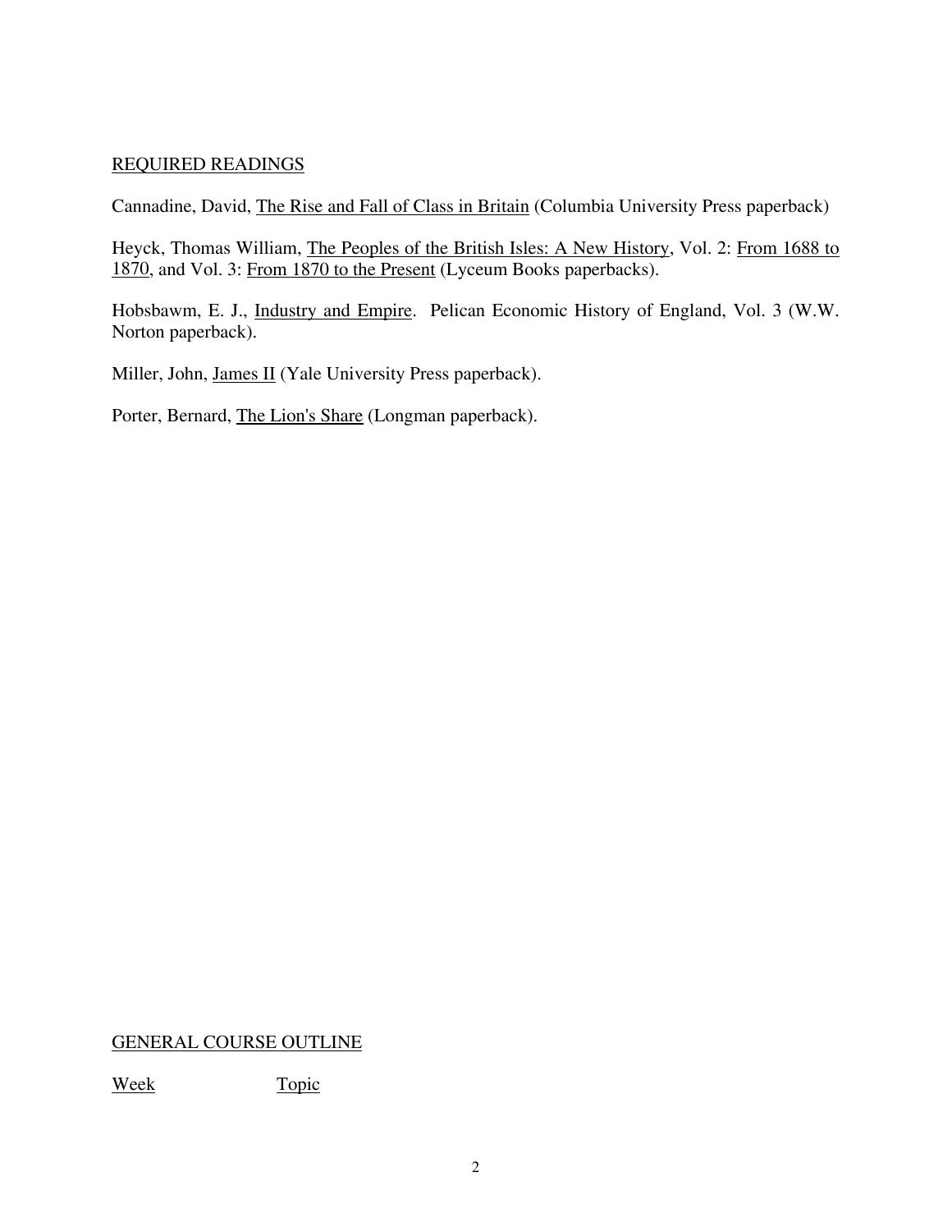## REQUIRED READINGS

Cannadine, David, The Rise and Fall of Class in Britain (Columbia University Press paperback)

Heyck, Thomas William, The Peoples of the British Isles: A New History, Vol. 2: From 1688 to 1870, and Vol. 3: From 1870 to the Present (Lyceum Books paperbacks).

Hobsbawm, E. J., Industry and Empire. Pelican Economic History of England, Vol. 3 (W.W. Norton paperback).

Miller, John, James II (Yale University Press paperback).

Porter, Bernard, The Lion's Share (Longman paperback).

## GENERAL COURSE OUTLINE

| Week | Topic |
| --- | --- |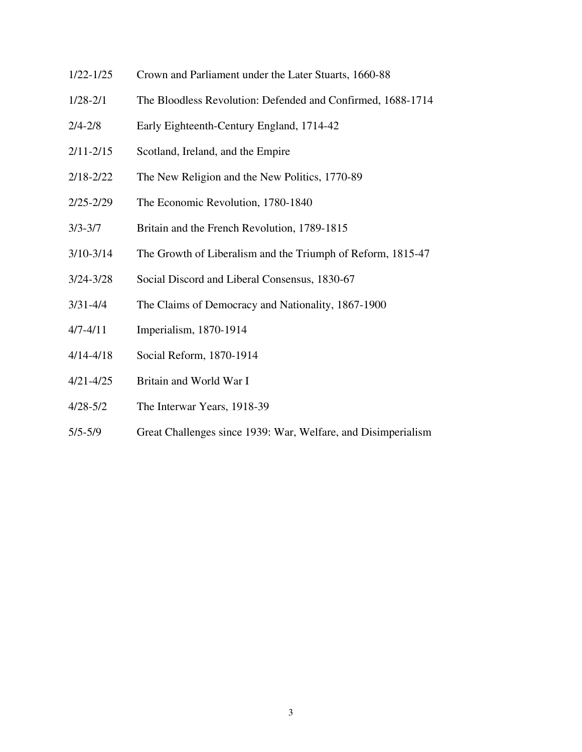| | |
|---|---|
| 1/22-1/25 | Crown and Parliament under the Later Stuarts, 1660-88 |
| 1/28-2/1 | The Bloodless Revolution: Defended and Confirmed, 1688-1714 |
| 2/4-2/8 | Early Eighteenth-Century England, 1714-42 |
| 2/11-2/15 | Scotland, Ireland, and the Empire |
| 2/18-2/22 | The New Religion and the New Politics, 1770-89 |
| 2/25-2/29 | The Economic Revolution, 1780-1840 |
| 3/3-3/7 | Britain and the French Revolution, 1789-1815 |
| 3/10-3/14 | The Growth of Liberalism and the Triumph of Reform, 1815-47 |
| 3/24-3/28 | Social Discord and Liberal Consensus, 1830-67 |
| 3/31-4/4 | The Claims of Democracy and Nationality, 1867-1900 |
| 4/7-4/11 | Imperialism, 1870-1914 |
| 4/14-4/18 | Social Reform, 1870-1914 |
| 4/21-4/25 | Britain and World War I |
| 4/28-5/2 | The Interwar Years, 1918-39 |
| 5/5-5/9 | Great Challenges since 1939: War, Welfare, and Disimperialism |